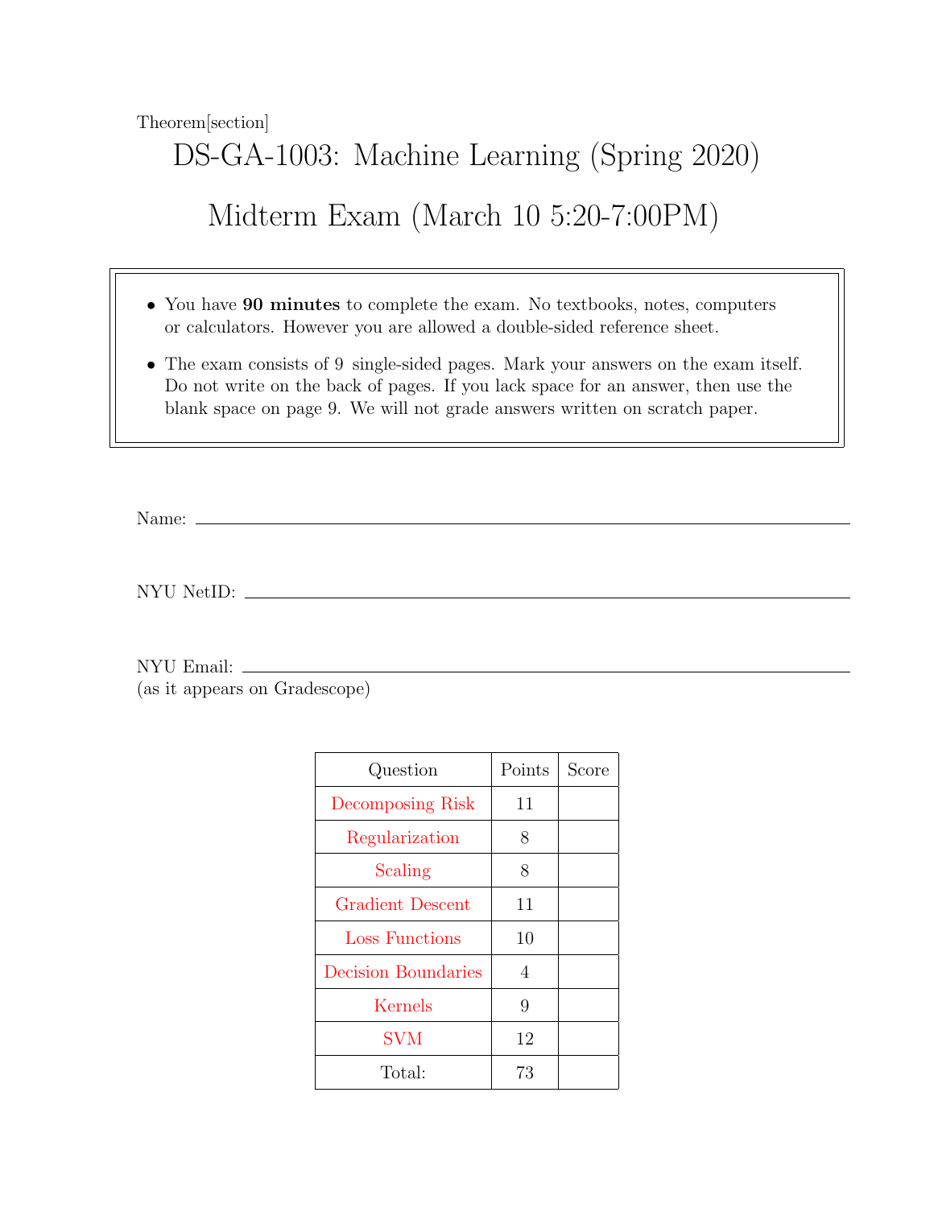Theorem[section]

# DS-GA-1003: Machine Learning (Spring 2020)

# Midterm Exam (March 10 5:20-7:00PM)

- You have **90 minutes** to complete the exam. No textbooks, notes, computers or calculators. However you are allowed a double-sided reference sheet.
- The exam consists of 9 single-sided pages. Mark your answers on the exam itself. Do not write on the back of pages. If you lack space for an answer, then use the blank space on page 9. We will not grade answers written on scratch paper.

Name: \_\_\_\_\_\_\_\_\_\_\_\_\_\_\_\_\_\_\_\_\_\_\_\_\_\_\_\_\_\_

NYU NetID: \_\_\_\_\_\_\_\_\_\_\_\_\_\_\_\_\_\_\_\_\_\_\_\_\_\_\_\_\_\_

NYU Email: \_\_\_\_\_\_\_\_\_\_\_\_\_\_\_\_\_\_\_\_\_\_\_\_\_\_\_\_\_\_
(as it appears on Gradescope)

| Question | Points | Score |
|---|---|---|
| Decomposing Risk | 11 | |
| Regularization | 8 | |
| Scaling | 8 | |
| Gradient Descent | 11 | |
| Loss Functions | 10 | |
| Decision Boundaries | 4 | |
| Kernels | 9 | |
| SVM | 12 | |
| Total: | 73 | |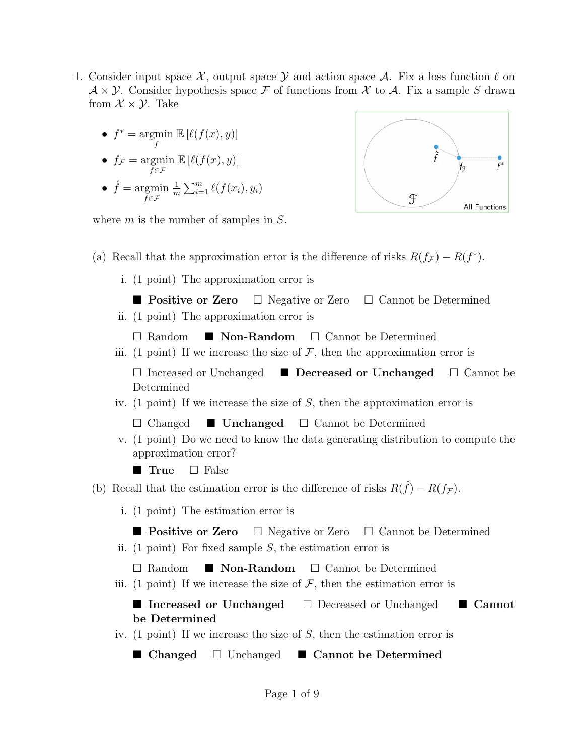1. Consider input space $\mathcal{X}$, output space $\mathcal{Y}$ and action space $\mathcal{A}$. Fix a loss function $\ell$ on $\mathcal{A} \times \mathcal{Y}$. Consider hypothesis space $\mathcal{F}$ of functions from $\mathcal{X}$ to $\mathcal{A}$. Fix a sample $S$ drawn from $\mathcal{X} \times \mathcal{Y}$. Take

   - $f^* = \underset{f}{\operatorname{argmin}}\, \mathbb{E}\left[\ell(f(x), y)\right]$
   - $f_{\mathcal{F}} = \underset{f \in \mathcal{F}}{\operatorname{argmin}}\, \mathbb{E}\left[\ell(f(x), y)\right]$
   - $\hat{f} = \underset{f \in \mathcal{F}}{\operatorname{argmin}}\, \frac{1}{m} \sum_{i=1}^{m} \ell(f(x_i), y_i)$

   where $m$ is the number of samples in $S$.

   (a) Recall that the approximation error is the difference of risks $R(f_{\mathcal{F}}) - R(f^*)$.

      i. (1 point) The approximation error is

      ■ **Positive or Zero** ☐ Negative or Zero ☐ Cannot be Determined

      ii. (1 point) The approximation error is

      ☐ Random ■ **Non-Random** ☐ Cannot be Determined

      iii. (1 point) If we increase the size of $\mathcal{F}$, then the approximation error is

      ☐ Increased or Unchanged ■ **Decreased or Unchanged** ☐ Cannot be Determined

      iv. (1 point) If we increase the size of $S$, then the approximation error is

      ☐ Changed ■ **Unchanged** ☐ Cannot be Determined

      v. (1 point) Do we need to know the data generating distribution to compute the approximation error?

      ■ **True** ☐ False

   (b) Recall that the estimation error is the difference of risks $R(\hat{f}) - R(f_{\mathcal{F}})$.

      i. (1 point) The estimation error is

      ■ **Positive or Zero** ☐ Negative or Zero ☐ Cannot be Determined

      ii. (1 point) For fixed sample $S$, the estimation error is

      ☐ Random ■ **Non-Random** ☐ Cannot be Determined

      iii. (1 point) If we increase the size of $\mathcal{F}$, then the estimation error is

      ■ **Increased or Unchanged** ☐ Decreased or Unchanged ■ **Cannot be Determined**

      iv. (1 point) If we increase the size of $S$, then the estimation error is

      ■ **Changed** ☐ Unchanged ■ **Cannot be Determined**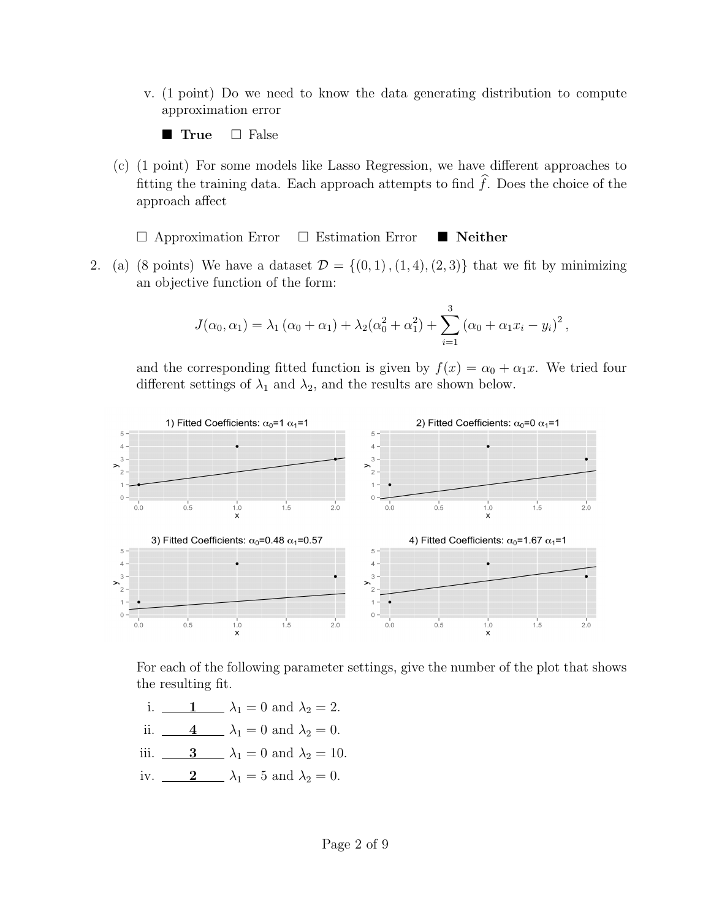v. (1 point) Do we need to know the data generating distribution to compute approximation error

■ **True** ☐ False

(c) (1 point) For some models like Lasso Regression, we have different approaches to fitting the training data. Each approach attempts to find $\widehat{f}$. Does the choice of the approach affect

☐ Approximation Error ☐ Estimation Error ■ **Neither**

2. (a) (8 points) We have a dataset $\mathcal{D} = \{(0,1), (1,4), (2,3)\}$ that we fit by minimizing an objective function of the form:

$$J(\alpha_0, \alpha_1) = \lambda_1 (\alpha_0 + \alpha_1) + \lambda_2(\alpha_0^2 + \alpha_1^2) + \sum_{i=1}^{3} (\alpha_0 + \alpha_1 x_i - y_i)^2,$$

and the corresponding fitted function is given by $f(x) = \alpha_0 + \alpha_1 x$. We tried four different settings of $\lambda_1$ and $\lambda_2$, and the results are shown below.

1) Fitted Coefficients: $\alpha_0$=1 $\alpha_1$=1

2) Fitted Coefficients: $\alpha_0$=0 $\alpha_1$=1

3) Fitted Coefficients: $\alpha_0$=0.48 $\alpha_1$=0.57

4) Fitted Coefficients: $\alpha_0$=1.67 $\alpha_1$=1

For each of the following parameter settings, give the number of the plot that shows the resulting fit.

i. **1** $\lambda_1 = 0$ and $\lambda_2 = 2$.

ii. **4** $\lambda_1 = 0$ and $\lambda_2 = 0$.

iii. **3** $\lambda_1 = 0$ and $\lambda_2 = 10$.

iv. **2** $\lambda_1 = 5$ and $\lambda_2 = 0$.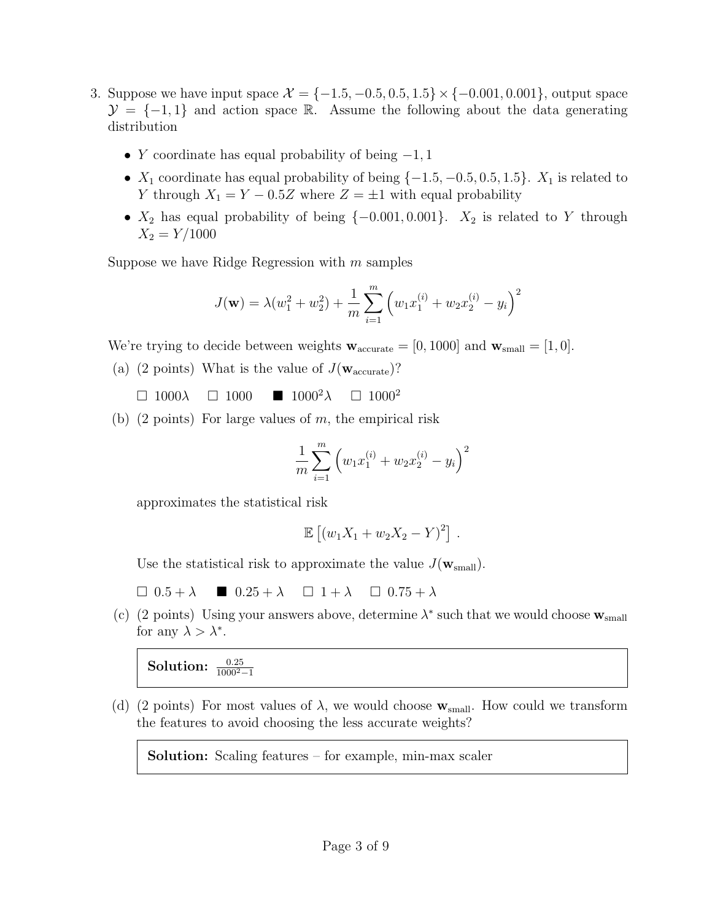3. Suppose we have input space $\mathcal{X} = \{-1.5, -0.5, 0.5, 1.5\} \times \{-0.001, 0.001\}$, output space $\mathcal{Y} = \{-1, 1\}$ and action space $\mathbb{R}$. Assume the following about the data generating distribution

   - $Y$ coordinate has equal probability of being $-1, 1$
   - $X_1$ coordinate has equal probability of being $\{-1.5, -0.5, 0.5, 1.5\}$. $X_1$ is related to $Y$ through $X_1 = Y - 0.5Z$ where $Z = \pm 1$ with equal probability
   - $X_2$ has equal probability of being $\{-0.001, 0.001\}$. $X_2$ is related to $Y$ through $X_2 = Y/1000$

   Suppose we have Ridge Regression with $m$ samples

$$J(\mathbf{w}) = \lambda(w_1^2 + w_2^2) + \frac{1}{m}\sum_{i=1}^{m}\left(w_1 x_1^{(i)} + w_2 x_2^{(i)} - y_i\right)^2$$

   We're trying to decide between weights $\mathbf{w}_{\text{accurate}} = [0, 1000]$ and $\mathbf{w}_{\text{small}} = [1, 0]$.

   (a) (2 points) What is the value of $J(\mathbf{w}_{\text{accurate}})$?

   ☐ $1000\lambda$ ☐ $1000$ ■ $1000^2\lambda$ ☐ $1000^2$

   (b) (2 points) For large values of $m$, the empirical risk

$$\frac{1}{m}\sum_{i=1}^{m}\left(w_1 x_1^{(i)} + w_2 x_2^{(i)} - y_i\right)^2$$

   approximates the statistical risk

$$\mathbb{E}\left[(w_1 X_1 + w_2 X_2 - Y)^2\right].$$

   Use the statistical risk to approximate the value $J(\mathbf{w}_{\text{small}})$.

   ☐ $0.5 + \lambda$ ■ $0.25 + \lambda$ ☐ $1 + \lambda$ ☐ $0.75 + \lambda$

   (c) (2 points) Using your answers above, determine $\lambda^*$ such that we would choose $\mathbf{w}_{\text{small}}$ for any $\lambda > \lambda^*$.

   **Solution:** $\frac{0.25}{1000^2 - 1}$

   (d) (2 points) For most values of $\lambda$, we would choose $\mathbf{w}_{\text{small}}$. How could we transform the features to avoid choosing the less accurate weights?

   **Solution:** Scaling features – for example, min-max scaler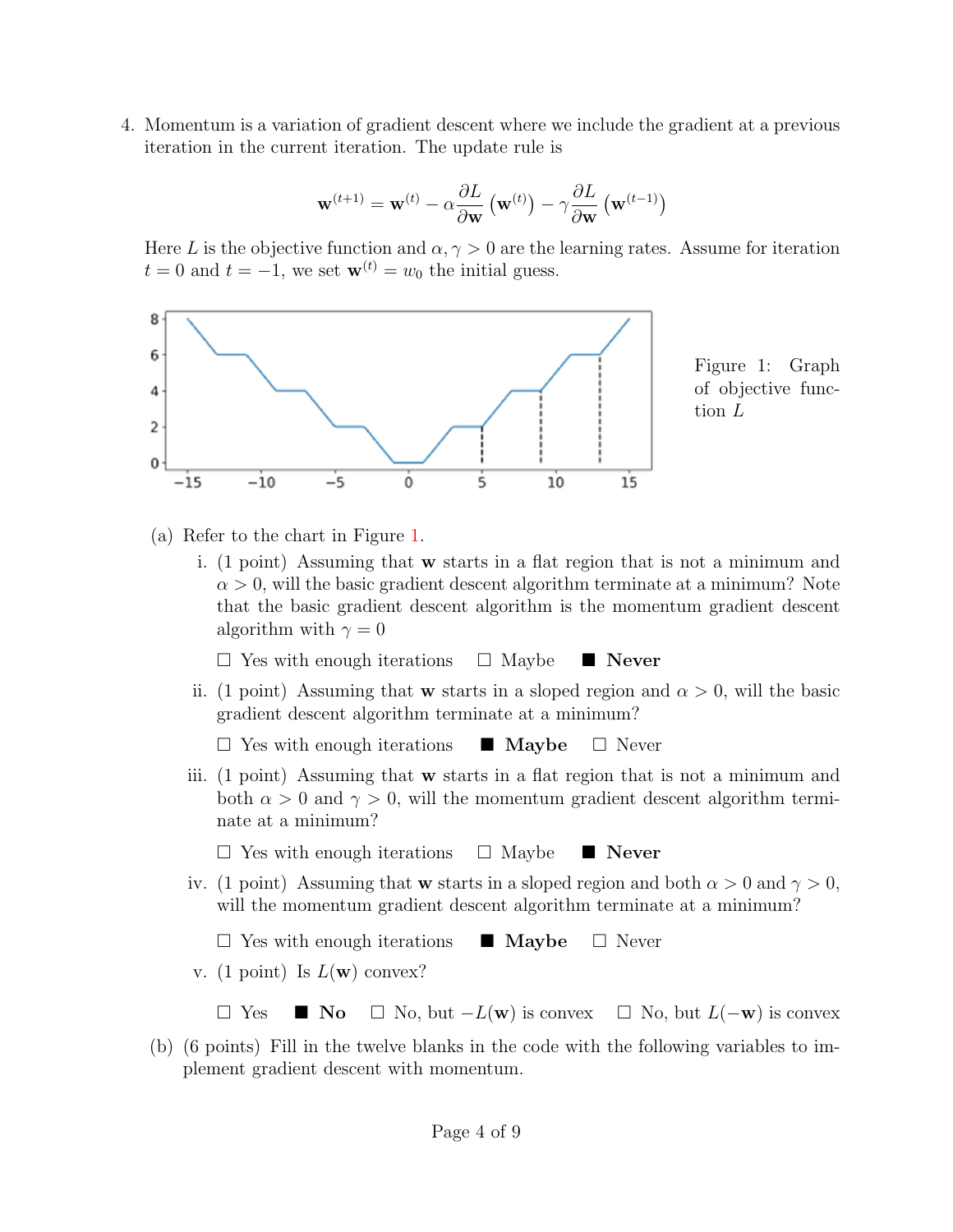4. Momentum is a variation of gradient descent where we include the gradient at a previous iteration in the current iteration. The update rule is

$$\mathbf{w}^{(t+1)} = \mathbf{w}^{(t)} - \alpha \frac{\partial L}{\partial \mathbf{w}} \left(\mathbf{w}^{(t)}\right) - \gamma \frac{\partial L}{\partial \mathbf{w}} \left(\mathbf{w}^{(t-1)}\right)$$

Here $L$ is the objective function and $\alpha, \gamma > 0$ are the learning rates. Assume for iteration $t = 0$ and $t = -1$, we set $\mathbf{w}^{(t)} = w_0$ the initial guess.

Figure 1: Graph of objective function $L$

(a) Refer to the chart in Figure 1.

i. (1 point) Assuming that $\mathbf{w}$ starts in a flat region that is not a minimum and $\alpha > 0$, will the basic gradient descent algorithm terminate at a minimum? Note that the basic gradient descent algorithm is the momentum gradient descent algorithm with $\gamma = 0$

☐ Yes with enough iterations ☐ Maybe ■ **Never**

ii. (1 point) Assuming that $\mathbf{w}$ starts in a sloped region and $\alpha > 0$, will the basic gradient descent algorithm terminate at a minimum?

☐ Yes with enough iterations ■ **Maybe** ☐ Never

iii. (1 point) Assuming that $\mathbf{w}$ starts in a flat region that is not a minimum and both $\alpha > 0$ and $\gamma > 0$, will the momentum gradient descent algorithm terminate at a minimum?

☐ Yes with enough iterations ☐ Maybe ■ **Never**

iv. (1 point) Assuming that $\mathbf{w}$ starts in a sloped region and both $\alpha > 0$ and $\gamma > 0$, will the momentum gradient descent algorithm terminate at a minimum?

☐ Yes with enough iterations ■ **Maybe** ☐ Never

v. (1 point) Is $L(\mathbf{w})$ convex?

☐ Yes ■ **No** ☐ No, but $-L(\mathbf{w})$ is convex ☐ No, but $L(-\mathbf{w})$ is convex

(b) (6 points) Fill in the twelve blanks in the code with the following variables to implement gradient descent with momentum.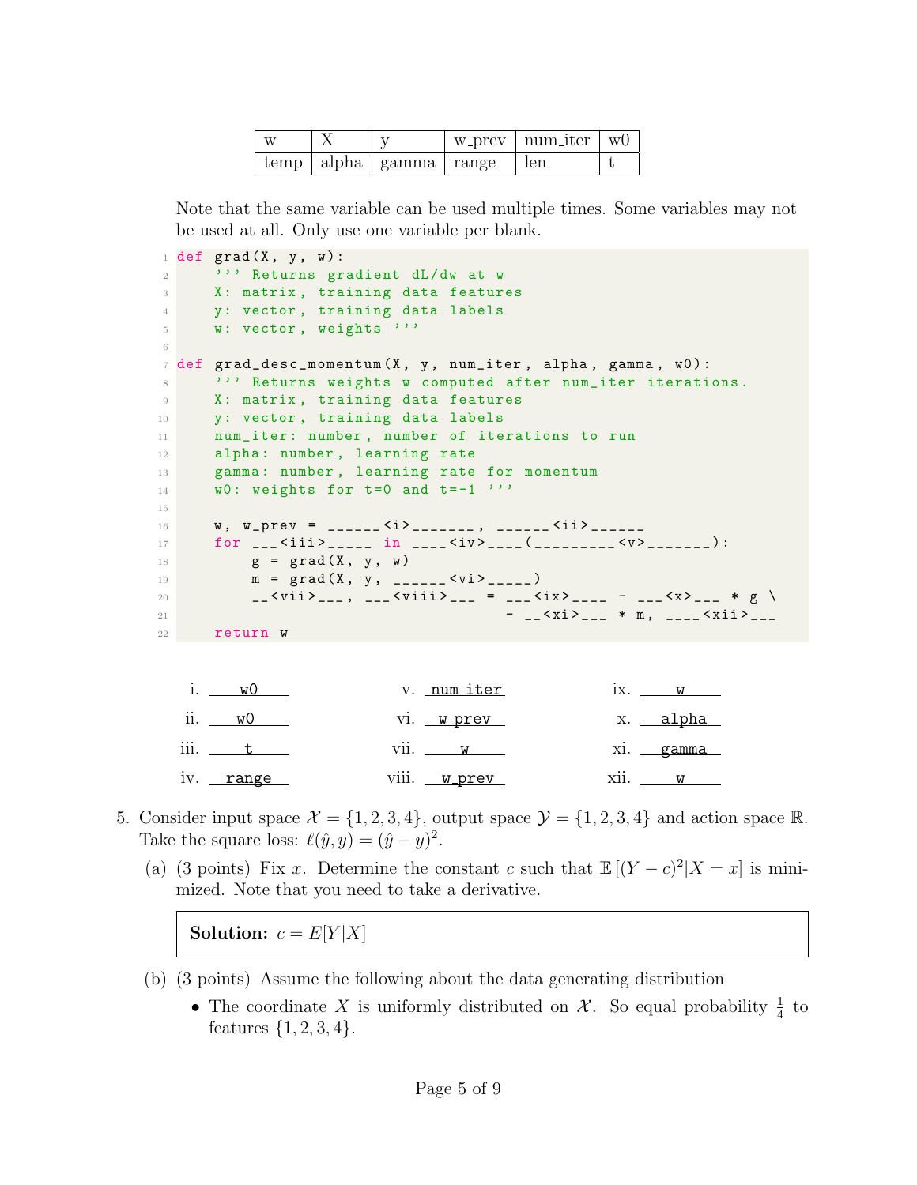| w | X | y | w_prev | num_iter | w0 |
|---|---|---|---|---|---|
| temp | alpha | gamma | range | len | t |

Note that the same variable can be used multiple times. Some variables may not be used at all. Only use one variable per blank.

```
 1 def grad(X, y, w):
 2     ''' Returns gradient dL/dw at w
 3     X: matrix, training data features
 4     y: vector, training data labels
 5     w: vector, weights '''
 6 
 7 def grad_desc_momentum(X, y, num_iter, alpha, gamma, w0):
 8     ''' Returns weights w computed after num_iter iterations.
 9     X: matrix, training data features
10     y: vector, training data labels
11     num_iter: number, number of iterations to run
12     alpha: number, learning rate
13     gamma: number, learning rate for momentum
14     w0: weights for t=0 and t=-1 '''
15 
16     w, w_prev = ______<i>_______, ______<ii>______
17     for ___<iii>_____ in ____<iv>____(_________<v>_______):
18         g = grad(X, y, w)
19         m = grad(X, y, ______<vi>_____)
20         __<vii>___, ___<viii>___ = ___<ix>____ - ___<x>___ * g \
21                                     - __<xi>___ * m, ____<xii>___
22     return w
```

i. w0

ii. w0

iii. t

iv. range

v. num_iter

vi. w_prev

vii. w

viii. w_prev

ix. w

x. alpha

xi. gamma

xii. w

5. Consider input space $\mathcal{X} = \{1, 2, 3, 4\}$, output space $\mathcal{Y} = \{1, 2, 3, 4\}$ and action space $\mathbb{R}$. Take the square loss: $\ell(\hat{y}, y) = (\hat{y} - y)^2$.

   (a) (3 points) Fix $x$. Determine the constant $c$ such that $\mathbb{E}\left[(Y - c)^2 | X = x\right]$ is minimized. Note that you need to take a derivative.

   > **Solution:** $c = E[Y|X]$

   (b) (3 points) Assume the following about the data generating distribution

   - The coordinate $X$ is uniformly distributed on $\mathcal{X}$. So equal probability $\frac{1}{4}$ to features $\{1, 2, 3, 4\}$.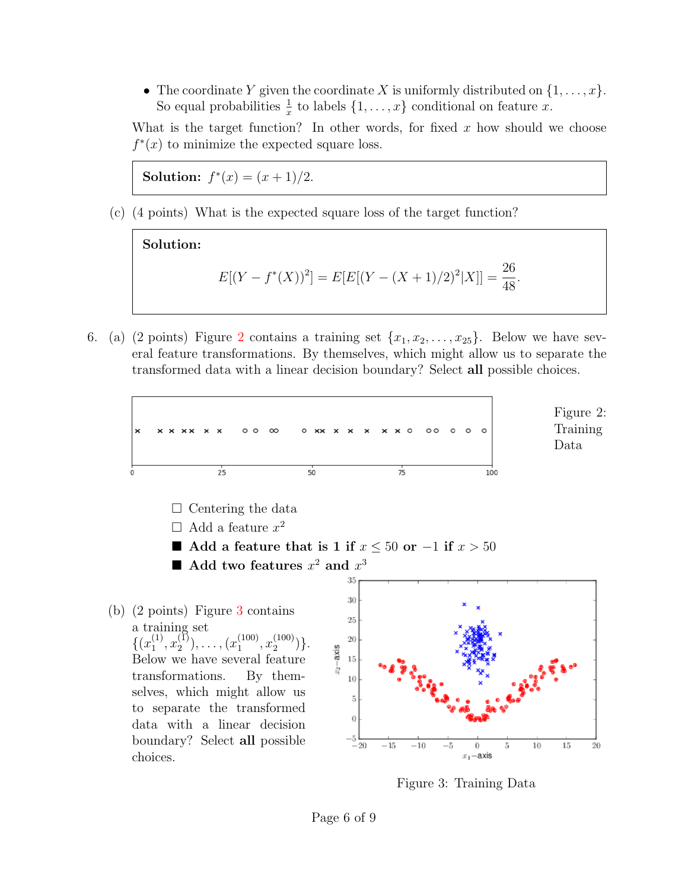- The coordinate $Y$ given the coordinate $X$ is uniformly distributed on $\{1, \ldots, x\}$. So equal probabilities $\frac{1}{x}$ to labels $\{1, \ldots, x\}$ conditional on feature $x$.

What is the target function? In other words, for fixed $x$ how should we choose $f^*(x)$ to minimize the expected square loss.

> **Solution:** $f^*(x) = (x+1)/2$.

(c) (4 points) What is the expected square loss of the target function?

> **Solution:**
>
> $$E[(Y - f^*(X))^2] = E[E[(Y - (X+1)/2)^2 | X]] = \frac{26}{48}.$$

6. (a) (2 points) Figure 2 contains a training set $\{x_1, x_2, \ldots, x_{25}\}$. Below we have several feature transformations. By themselves, which might allow us to separate the transformed data with a linear decision boundary? Select **all** possible choices.

Figure 2: Training Data

- ☐ Centering the data
- ☐ Add a feature $x^2$
- ■ **Add a feature that is 1 if $x \leq 50$ or $-1$ if $x > 50$**
- ■ **Add two features $x^2$ and $x^3$**

(b) (2 points) Figure 3 contains a training set $\{(x_1^{(1)}, x_2^{(1)}), \ldots, (x_1^{(100)}, x_2^{(100)})\}$. Below we have several feature transformations. By themselves, which might allow us to separate the transformed data with a linear decision boundary? Select **all** possible choices.

Figure 3: Training Data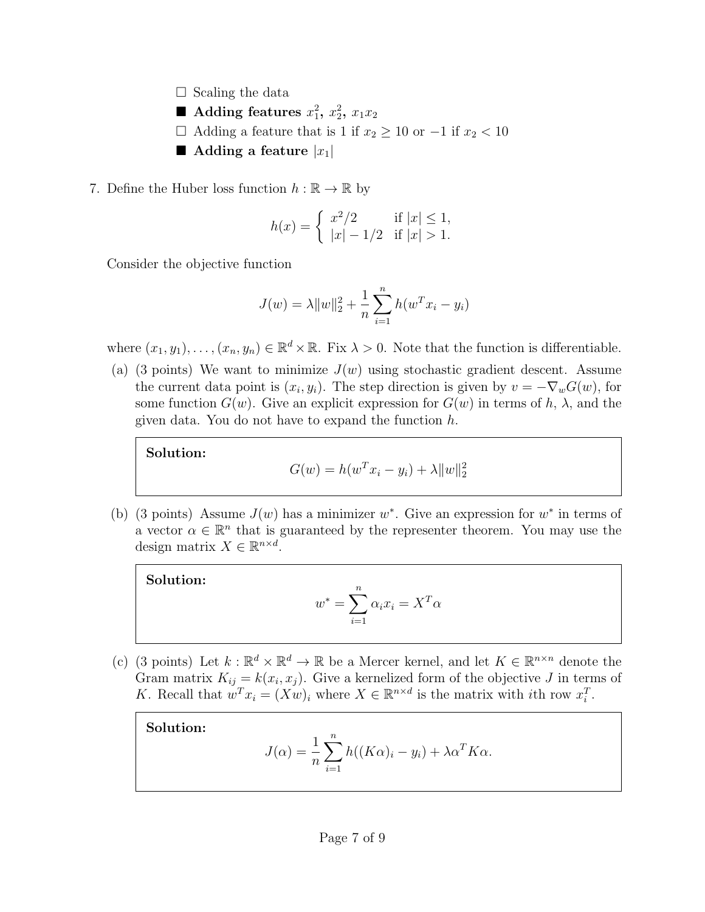- ☐ Scaling the data
- ■ **Adding features $x_1^2$, $x_2^2$, $x_1x_2$**
- ☐ Adding a feature that is 1 if $x_2 \geq 10$ or $-1$ if $x_2 < 10$
- ■ **Adding a feature $|x_1|$**

7. Define the Huber loss function $h : \mathbb{R} \to \mathbb{R}$ by

$$h(x) = \begin{cases} x^2/2 & \text{if } |x| \leq 1, \\ |x| - 1/2 & \text{if } |x| > 1. \end{cases}$$

Consider the objective function

$$J(w) = \lambda \|w\|_2^2 + \frac{1}{n} \sum_{i=1}^{n} h(w^T x_i - y_i)$$

where $(x_1, y_1), \ldots, (x_n, y_n) \in \mathbb{R}^d \times \mathbb{R}$. Fix $\lambda > 0$. Note that the function is differentiable.

(a) (3 points) We want to minimize $J(w)$ using stochastic gradient descent. Assume the current data point is $(x_i, y_i)$. The step direction is given by $v = -\nabla_w G(w)$, for some function $G(w)$. Give an explicit expression for $G(w)$ in terms of $h$, $\lambda$, and the given data. You do not have to expand the function $h$.

> **Solution:**
> $$G(w) = h(w^T x_i - y_i) + \lambda \|w\|_2^2$$

(b) (3 points) Assume $J(w)$ has a minimizer $w^*$. Give an expression for $w^*$ in terms of a vector $\alpha \in \mathbb{R}^n$ that is guaranteed by the representer theorem. You may use the design matrix $X \in \mathbb{R}^{n \times d}$.

> **Solution:**
> $$w^* = \sum_{i=1}^{n} \alpha_i x_i = X^T \alpha$$

(c) (3 points) Let $k : \mathbb{R}^d \times \mathbb{R}^d \to \mathbb{R}$ be a Mercer kernel, and let $K \in \mathbb{R}^{n \times n}$ denote the Gram matrix $K_{ij} = k(x_i, x_j)$. Give a kernelized form of the objective $J$ in terms of $K$. Recall that $w^T x_i = (Xw)_i$ where $X \in \mathbb{R}^{n \times d}$ is the matrix with $i$th row $x_i^T$.

> **Solution:**
> $$J(\alpha) = \frac{1}{n} \sum_{i=1}^{n} h((K\alpha)_i - y_i) + \lambda \alpha^T K \alpha.$$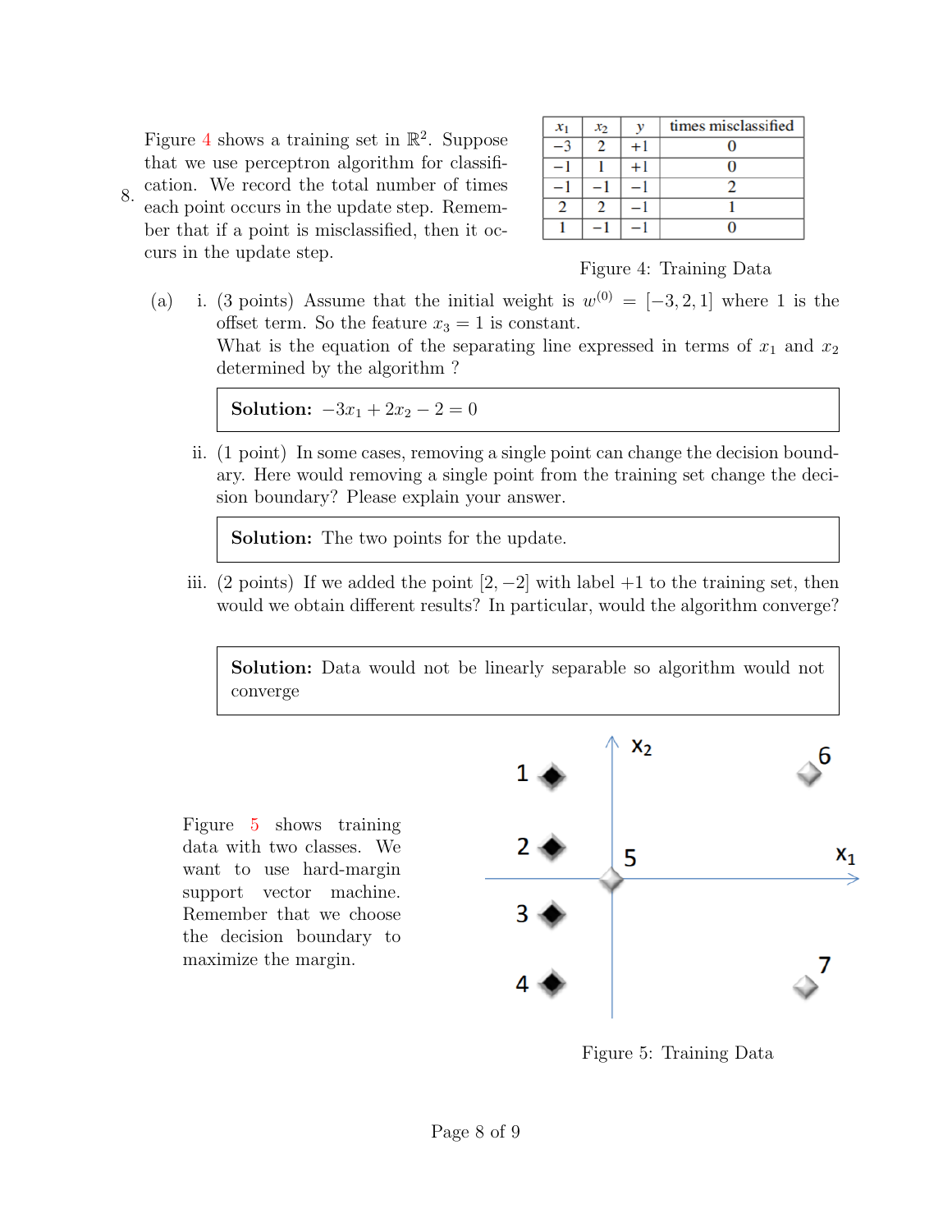8. Figure 4 shows a training set in $\mathbb{R}^2$. Suppose that we use perceptron algorithm for classification. We record the total number of times each point occurs in the update step. Remember that if a point is misclassified, then it occurs in the update step.

| $x_1$ | $x_2$ | $y$ | times misclassified |
|---|---|---|---|
| −3 | 2 | +1 | 0 |
| −1 | 1 | +1 | 0 |
| −1 | −1 | −1 | 2 |
| 2 | 2 | −1 | 1 |
| 1 | −1 | −1 | 0 |

Figure 4: Training Data

(a) i. (3 points) Assume that the initial weight is $w^{(0)} = [-3, 2, 1]$ where 1 is the offset term. So the feature $x_3 = 1$ is constant.
What is the equation of the separating line expressed in terms of $x_1$ and $x_2$ determined by the algorithm ?

> **Solution:** $-3x_1 + 2x_2 - 2 = 0$

ii. (1 point) In some cases, removing a single point can change the decision boundary. Here would removing a single point from the training set change the decision boundary? Please explain your answer.

> **Solution:** The two points for the update.

iii. (2 points) If we added the point $[2, -2]$ with label $+1$ to the training set, then would we obtain different results? In particular, would the algorithm converge?

> **Solution:** Data would not be linearly separable so algorithm would not converge

Figure 5 shows training data with two classes. We want to use hard-margin support vector machine. Remember that we choose the decision boundary to maximize the margin.

Figure 5: Training Data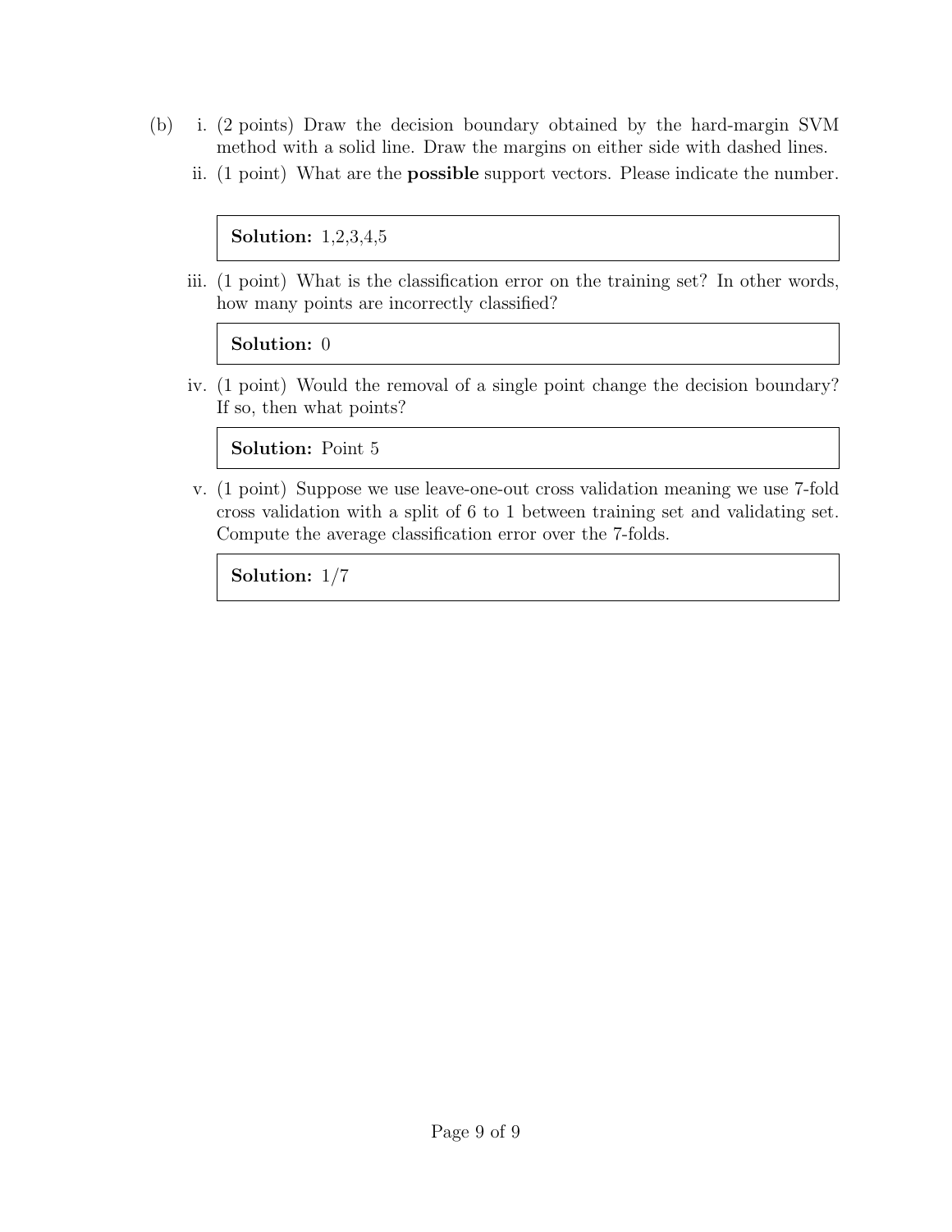(b) i. (2 points) Draw the decision boundary obtained by the hard-margin SVM method with a solid line. Draw the margins on either side with dashed lines.

ii. (1 point) What are the **possible** support vectors. Please indicate the number.

> **Solution:** 1,2,3,4,5

iii. (1 point) What is the classification error on the training set? In other words, how many points are incorrectly classified?

> **Solution:** 0

iv. (1 point) Would the removal of a single point change the decision boundary? If so, then what points?

> **Solution:** Point 5

v. (1 point) Suppose we use leave-one-out cross validation meaning we use 7-fold cross validation with a split of 6 to 1 between training set and validating set. Compute the average classification error over the 7-folds.

> **Solution:** 1/7